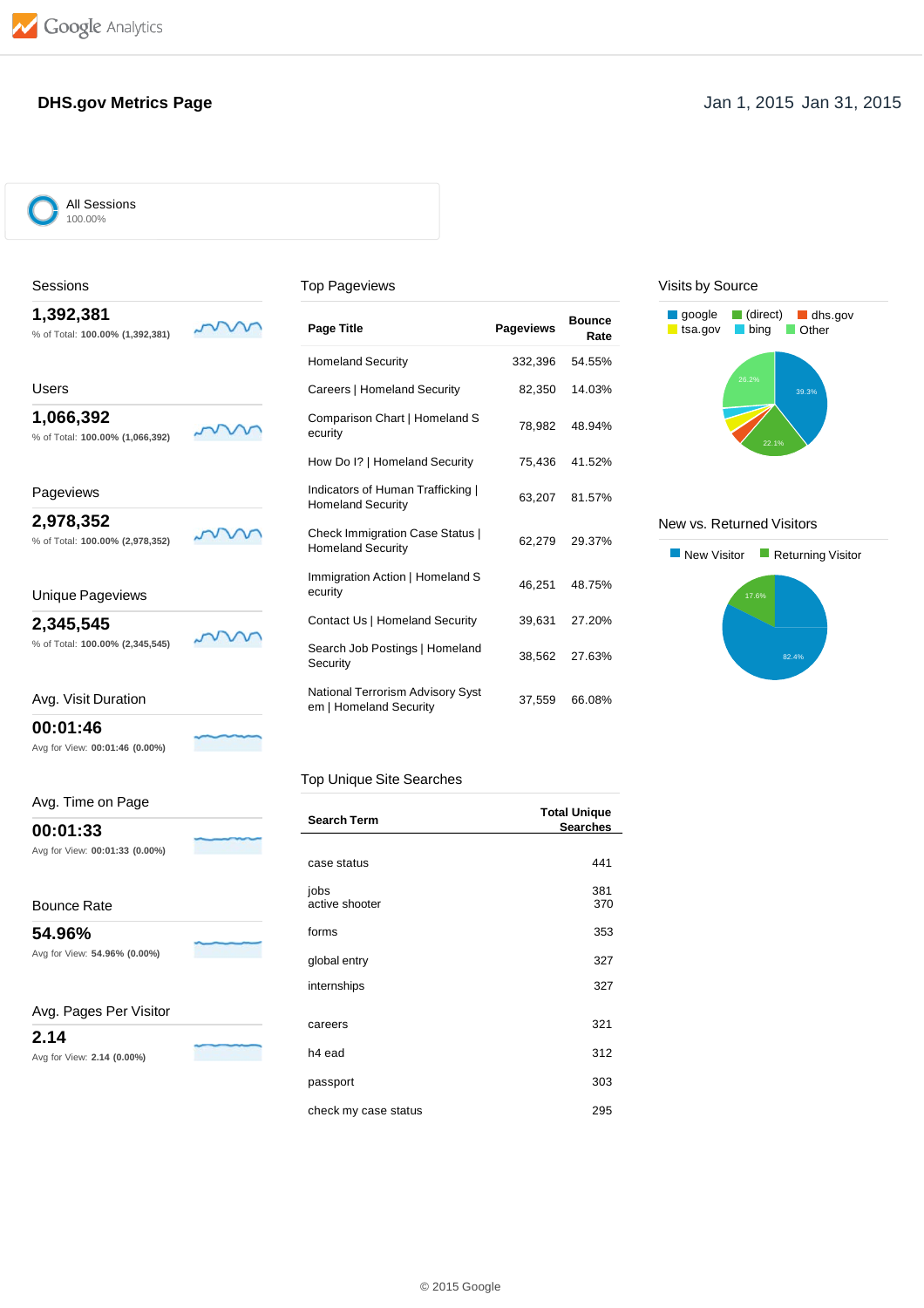Google Analytics

# DHS.gov Metrics Page

Jan 1, 2015 Jan 31, 2015

All Sessions
100.00%

## Sessions

**1,392,381**
% of Total: **100.00% (1,392,381)**

## Users

**1,066,392**
% of Total: **100.00% (1,066,392)**

## Pageviews

**2,978,352**
% of Total: **100.00% (2,978,352)**

## Unique Pageviews

**2,345,545**
% of Total: **100.00% (2,345,545)**

## Avg. Visit Duration

**00:01:46**
Avg for View: **00:01:46 (0.00%)**

## Avg. Time on Page

**00:01:33**
Avg for View: **00:01:33 (0.00%)**

## Bounce Rate

**54.96%**
Avg for View: **54.96% (0.00%)**

## Avg. Pages Per Visitor

**2.14**
Avg for View: **2.14 (0.00%)**

## Top Pageviews

| Page Title | Pageviews | Bounce Rate |
|---|---|---|
| Homeland Security | 332,396 | 54.55% |
| Careers \| Homeland Security | 82,350 | 14.03% |
| Comparison Chart \| Homeland Security | 78,982 | 48.94% |
| How Do I? \| Homeland Security | 75,436 | 41.52% |
| Indicators of Human Trafficking \| Homeland Security | 63,207 | 81.57% |
| Check Immigration Case Status \| Homeland Security | 62,279 | 29.37% |
| Immigration Action \| Homeland Security | 46,251 | 48.75% |
| Contact Us \| Homeland Security | 39,631 | 27.20% |
| Search Job Postings \| Homeland Security | 38,562 | 27.63% |
| National Terrorism Advisory System \| Homeland Security | 37,559 | 66.08% |

## Top Unique Site Searches

| Search Term | Total Unique Searches |
|---|---|
| case status | 441 |
| jobs | 381 |
| active shooter | 370 |
| forms | 353 |
| global entry | 327 |
| internships | 327 |
| careers | 321 |
| h4 ead | 312 |
| passport | 303 |
| check my case status | 295 |

## Visits by Source

google, (direct), dhs.gov, tsa.gov, bing, Other

39.3%, 22.1%, 26.2%

## New vs. Returned Visitors

New Visitor, Returning Visitor

82.4%, 17.6%

© 2015 Google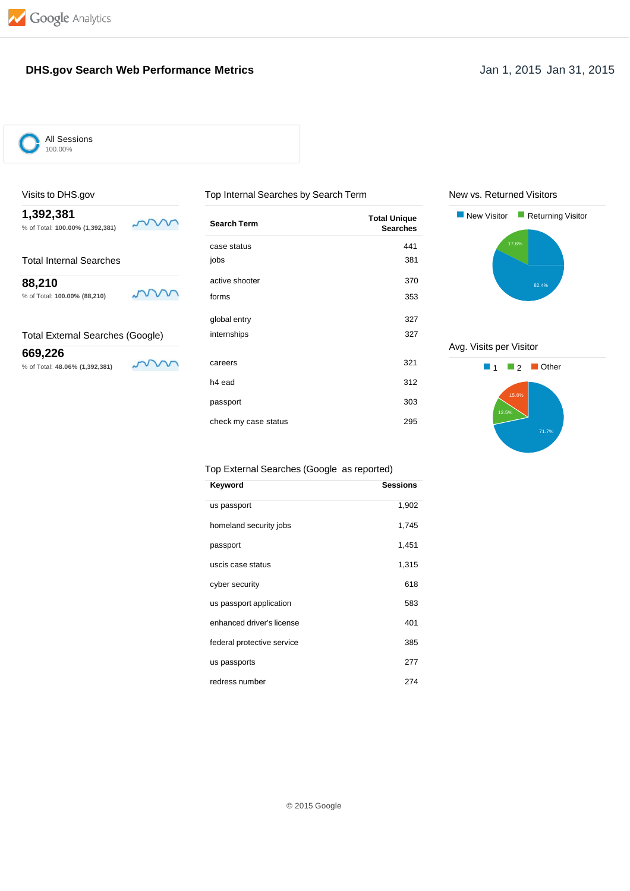# DHS.gov Search Web Performance Metrics

Jan 1, 2015 Jan 31, 2015

All Sessions
100.00%

## Visits to DHS.gov

**1,392,381**

% of Total: **100.00% (1,392,381)**

## Total Internal Searches

**88,210**

% of Total: **100.00% (88,210)**

## Total External Searches (Google)

**669,226**

% of Total: **48.06% (1,392,381)**

## Top Internal Searches by Search Term

| Search Term | Total Unique Searches |
|---|---|
| case status | 441 |
| jobs | 381 |
| active shooter | 370 |
| forms | 353 |
| global entry | 327 |
| internships | 327 |
| careers | 321 |
| h4 ead | 312 |
| passport | 303 |
| check my case status | 295 |

## Top External Searches (Google as reported)

| Keyword | Sessions |
|---|---|
| us passport | 1,902 |
| homeland security jobs | 1,745 |
| passport | 1,451 |
| uscis case status | 1,315 |
| cyber security | 618 |
| us passport application | 583 |
| enhanced driver's license | 401 |
| federal protective service | 385 |
| us passports | 277 |
| redress number | 274 |

## New vs. Returned Visitors

New Visitor: 82.4%
Returning Visitor: 17.6%

## Avg. Visits per Visitor

1: 71.7%
2: 12.5%
Other: 15.8%

© 2015 Google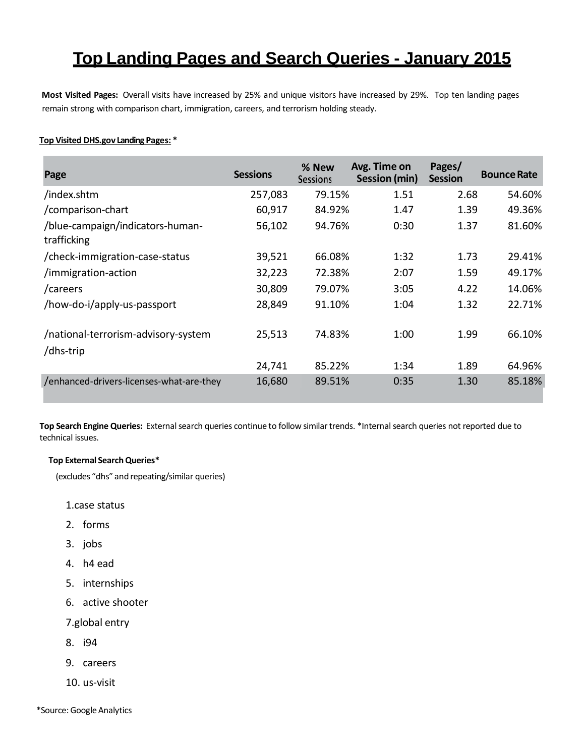# Top Landing Pages and Search Queries - January 2015

**Most Visited Pages:** Overall visits have increased by 25% and unique visitors have increased by 29%. Top ten landing pages remain strong with comparison chart, immigration, careers, and terrorism holding steady.

**Top Visited DHS.gov Landing Pages: ***

| Page | Sessions | % New Sessions | Avg. Time on Session (min) | Pages/ Session | Bounce Rate |
|---|---|---|---|---|---|
| /index.shtm | 257,083 | 79.15% | 1.51 | 2.68 | 54.60% |
| /comparison-chart | 60,917 | 84.92% | 1.47 | 1.39 | 49.36% |
| /blue-campaign/indicators-human-trafficking | 56,102 | 94.76% | 0:30 | 1.37 | 81.60% |
| /check-immigration-case-status | 39,521 | 66.08% | 1:32 | 1.73 | 29.41% |
| /immigration-action | 32,223 | 72.38% | 2:07 | 1.59 | 49.17% |
| /careers | 30,809 | 79.07% | 3:05 | 4.22 | 14.06% |
| /how-do-i/apply-us-passport | 28,849 | 91.10% | 1:04 | 1.32 | 22.71% |
| /national-terrorism-advisory-system | 25,513 | 74.83% | 1:00 | 1.99 | 66.10% |
| /dhs-trip | 24,741 | 85.22% | 1:34 | 1.89 | 64.96% |
| /enhanced-drivers-licenses-what-are-they | 16,680 | 89.51% | 0:35 | 1.30 | 85.18% |

**Top Search Engine Queries:** External search queries continue to follow similar trends. *Internal search queries not reported due to technical issues.

**Top External Search Queries***

(excludes “dhs” and repeating/similar queries)

1. case status
2. forms
3. jobs
4. h4 ead
5. internships
6. active shooter
7. global entry
8. i94
9. careers
10. us-visit

*Source: Google Analytics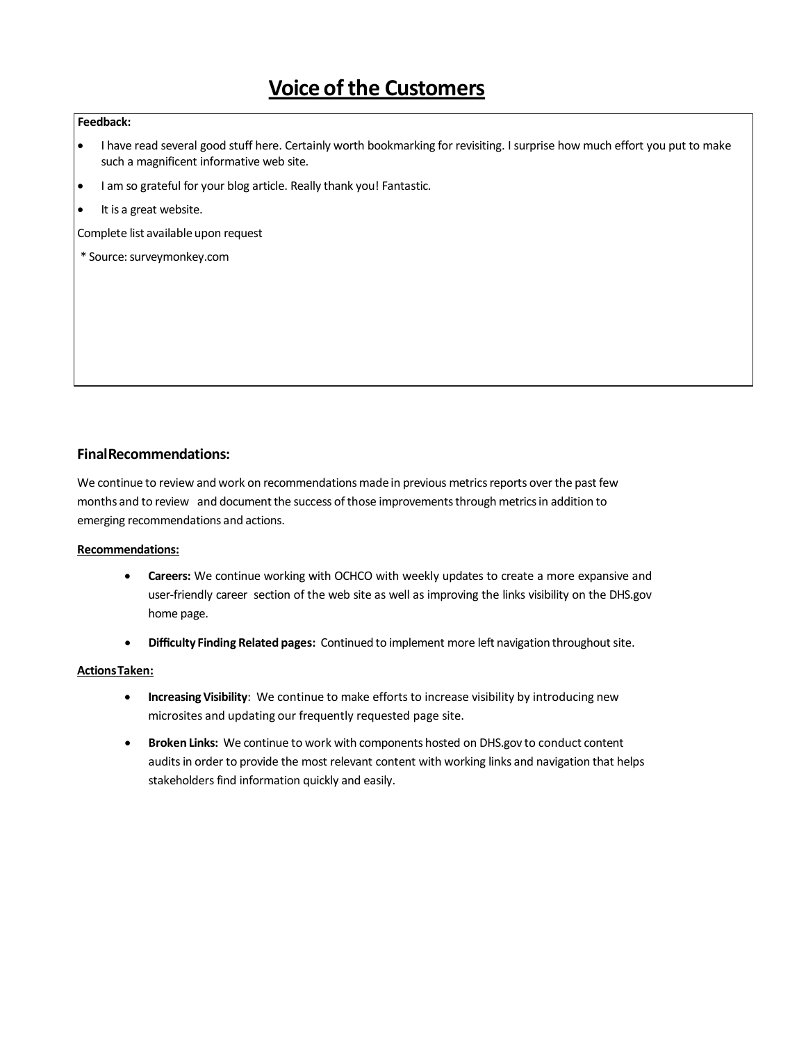# Voice of the Customers

**Feedback:**

- I have read several good stuff here. Certainly worth bookmarking for revisiting. I surprise how much effort you put to make such a magnificent informative web site.
- I am so grateful for your blog article. Really thank you! Fantastic.
- It is a great website.

Complete list available upon request

\* Source: surveymonkey.com

## Final Recommendations:

We continue to review and work on recommendations made in previous metrics reports over the past few months and to review and document the success of those improvements through metrics in addition to emerging recommendations and actions.

**Recommendations:**

- **Careers:** We continue working with OCHCO with weekly updates to create a more expansive and user-friendly career section of the web site as well as improving the links visibility on the DHS.gov home page.
- **Difficulty Finding Related pages:** Continued to implement more left navigation throughout site.

**Actions Taken:**

- **Increasing Visibility**: We continue to make efforts to increase visibility by introducing new microsites and updating our frequently requested page site.
- **Broken Links:** We continue to work with components hosted on DHS.gov to conduct content audits in order to provide the most relevant content with working links and navigation that helps stakeholders find information quickly and easily.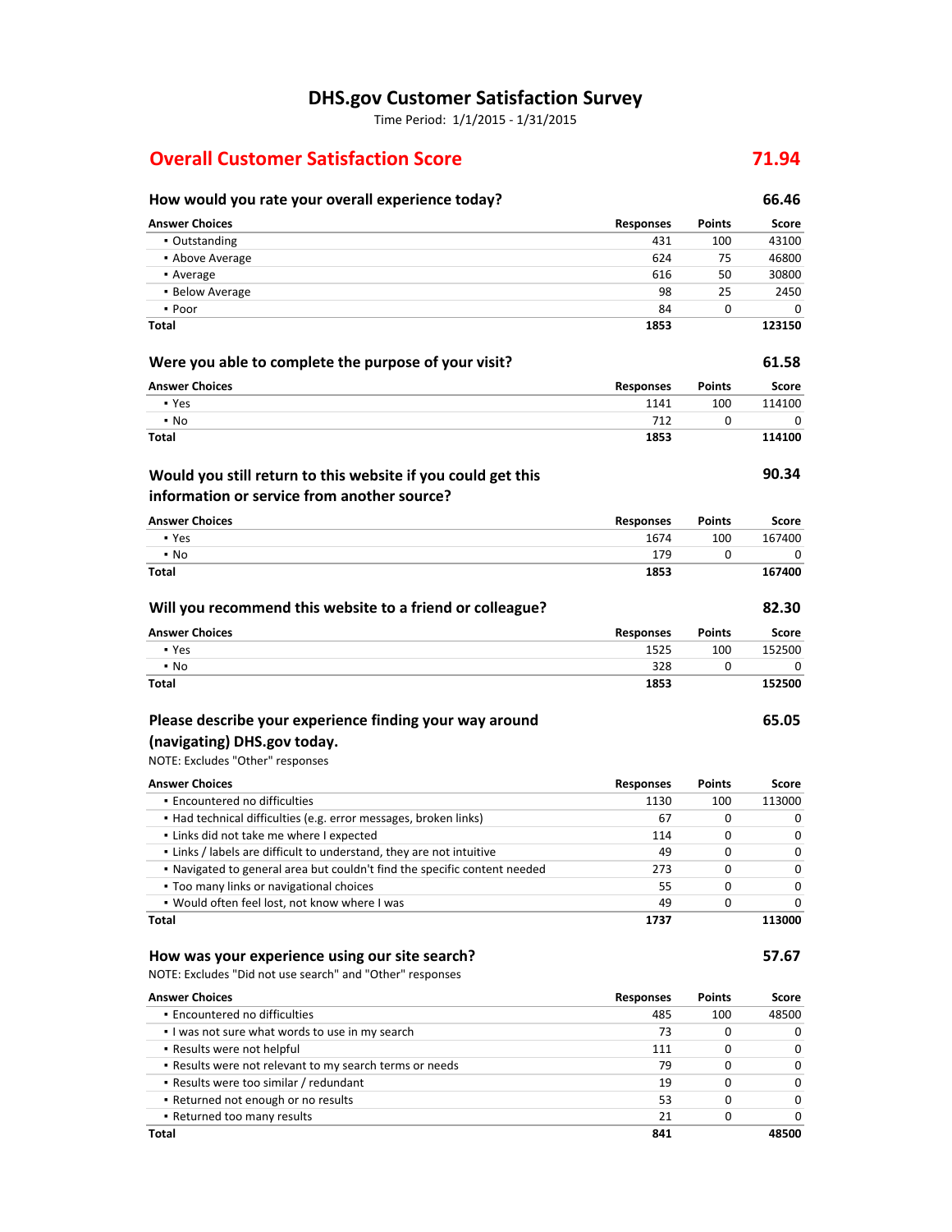# DHS.gov Customer Satisfaction Survey

Time Period: 1/1/2015 - 1/31/2015

## Overall Customer Satisfaction Score — 71.94

### How would you rate your overall experience today? — 66.46

| Answer Choices | Responses | Points | Score |
|---|---|---|---|
| ▪ Outstanding | 431 | 100 | 43100 |
| ▪ Above Average | 624 | 75 | 46800 |
| ▪ Average | 616 | 50 | 30800 |
| ▪ Below Average | 98 | 25 | 2450 |
| ▪ Poor | 84 | 0 | 0 |
| **Total** | **1853** | | **123150** |

### Were you able to complete the purpose of your visit? — 61.58

| Answer Choices | Responses | Points | Score |
|---|---|---|---|
| ▪ Yes | 1141 | 100 | 114100 |
| ▪ No | 712 | 0 | 0 |
| **Total** | **1853** | | **114100** |

### Would you still return to this website if you could get this information or service from another source? — 90.34

| Answer Choices | Responses | Points | Score |
|---|---|---|---|
| ▪ Yes | 1674 | 100 | 167400 |
| ▪ No | 179 | 0 | 0 |
| **Total** | **1853** | | **167400** |

### Will you recommend this website to a friend or colleague? — 82.30

| Answer Choices | Responses | Points | Score |
|---|---|---|---|
| ▪ Yes | 1525 | 100 | 152500 |
| ▪ No | 328 | 0 | 0 |
| **Total** | **1853** | | **152500** |

### Please describe your experience finding your way around (navigating) DHS.gov today. — 65.05

NOTE: Excludes "Other" responses

| Answer Choices | Responses | Points | Score |
|---|---|---|---|
| ▪ Encountered no difficulties | 1130 | 100 | 113000 |
| ▪ Had technical difficulties (e.g. error messages, broken links) | 67 | 0 | 0 |
| ▪ Links did not take me where I expected | 114 | 0 | 0 |
| ▪ Links / labels are difficult to understand, they are not intuitive | 49 | 0 | 0 |
| ▪ Navigated to general area but couldn't find the specific content needed | 273 | 0 | 0 |
| ▪ Too many links or navigational choices | 55 | 0 | 0 |
| ▪ Would often feel lost, not know where I was | 49 | 0 | 0 |
| **Total** | **1737** | | **113000** |

### How was your experience using our site search? — 57.67

NOTE: Excludes "Did not use search" and "Other" responses

| Answer Choices | Responses | Points | Score |
|---|---|---|---|
| ▪ Encountered no difficulties | 485 | 100 | 48500 |
| ▪ I was not sure what words to use in my search | 73 | 0 | 0 |
| ▪ Results were not helpful | 111 | 0 | 0 |
| ▪ Results were not relevant to my search terms or needs | 79 | 0 | 0 |
| ▪ Results were too similar / redundant | 19 | 0 | 0 |
| ▪ Returned not enough or no results | 53 | 0 | 0 |
| ▪ Returned too many results | 21 | 0 | 0 |
| **Total** | **841** | | **48500** |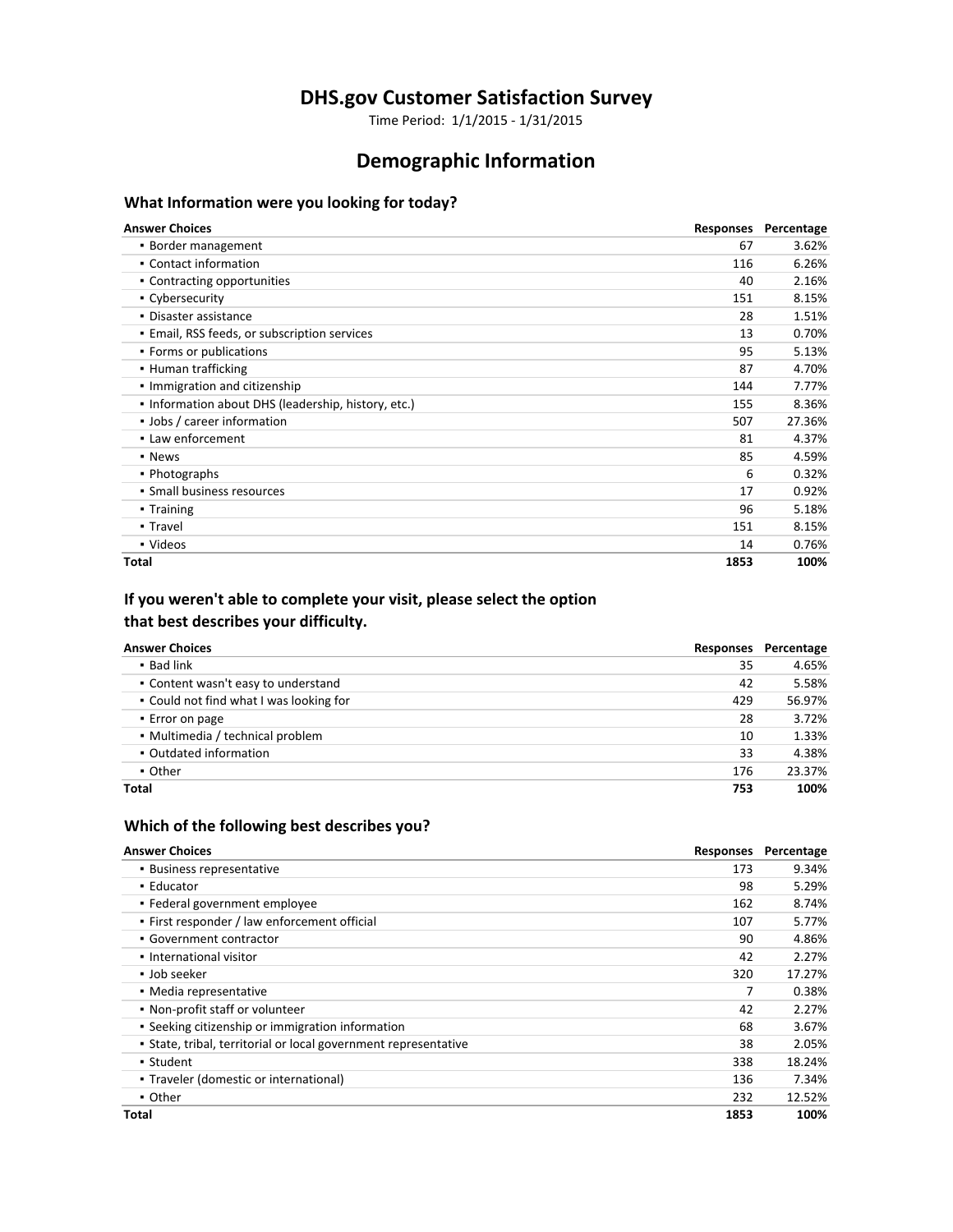# DHS.gov Customer Satisfaction Survey

Time Period: 1/1/2015 - 1/31/2015

## Demographic Information

### What Information were you looking for today?

| Answer Choices | Responses | Percentage |
|---|---|---|
| ▪ Border management | 67 | 3.62% |
| ▪ Contact information | 116 | 6.26% |
| ▪ Contracting opportunities | 40 | 2.16% |
| ▪ Cybersecurity | 151 | 8.15% |
| ▪ Disaster assistance | 28 | 1.51% |
| ▪ Email, RSS feeds, or subscription services | 13 | 0.70% |
| ▪ Forms or publications | 95 | 5.13% |
| ▪ Human trafficking | 87 | 4.70% |
| ▪ Immigration and citizenship | 144 | 7.77% |
| ▪ Information about DHS (leadership, history, etc.) | 155 | 8.36% |
| ▪ Jobs / career information | 507 | 27.36% |
| ▪ Law enforcement | 81 | 4.37% |
| ▪ News | 85 | 4.59% |
| ▪ Photographs | 6 | 0.32% |
| ▪ Small business resources | 17 | 0.92% |
| ▪ Training | 96 | 5.18% |
| ▪ Travel | 151 | 8.15% |
| ▪ Videos | 14 | 0.76% |
| **Total** | **1853** | **100%** |

### If you weren't able to complete your visit, please select the option that best describes your difficulty.

| Answer Choices | Responses | Percentage |
|---|---|---|
| ▪ Bad link | 35 | 4.65% |
| ▪ Content wasn't easy to understand | 42 | 5.58% |
| ▪ Could not find what I was looking for | 429 | 56.97% |
| ▪ Error on page | 28 | 3.72% |
| ▪ Multimedia / technical problem | 10 | 1.33% |
| ▪ Outdated information | 33 | 4.38% |
| ▪ Other | 176 | 23.37% |
| **Total** | **753** | **100%** |

### Which of the following best describes you?

| Answer Choices | Responses | Percentage |
|---|---|---|
| ▪ Business representative | 173 | 9.34% |
| ▪ Educator | 98 | 5.29% |
| ▪ Federal government employee | 162 | 8.74% |
| ▪ First responder / law enforcement official | 107 | 5.77% |
| ▪ Government contractor | 90 | 4.86% |
| ▪ International visitor | 42 | 2.27% |
| ▪ Job seeker | 320 | 17.27% |
| ▪ Media representative | 7 | 0.38% |
| ▪ Non-profit staff or volunteer | 42 | 2.27% |
| ▪ Seeking citizenship or immigration information | 68 | 3.67% |
| ▪ State, tribal, territorial or local government representative | 38 | 2.05% |
| ▪ Student | 338 | 18.24% |
| ▪ Traveler (domestic or international) | 136 | 7.34% |
| ▪ Other | 232 | 12.52% |
| **Total** | **1853** | **100%** |